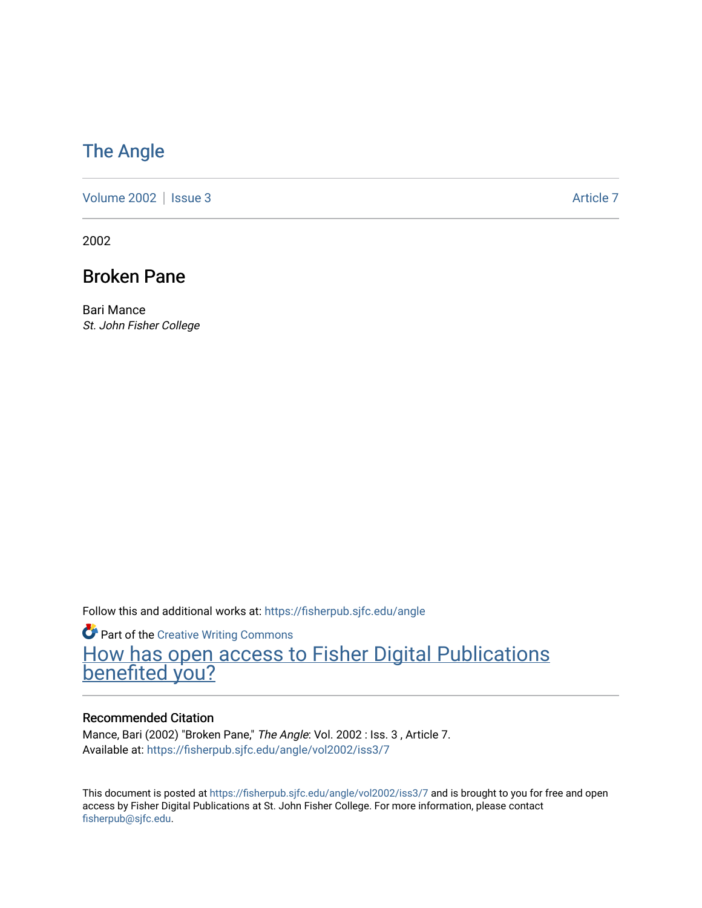# The Angle

Volume 2002 | Issue 3 Article 7

2002

## Broken Pane

Bari Mance
*St. John Fisher College*

Follow this and additional works at: https://fisherpub.sjfc.edu/angle

Part of the Creative Writing Commons

How has open access to Fisher Digital Publications benefited you?

### Recommended Citation

Mance, Bari (2002) "Broken Pane," *The Angle*: Vol. 2002 : Iss. 3 , Article 7.
Available at: https://fisherpub.sjfc.edu/angle/vol2002/iss3/7

This document is posted at https://fisherpub.sjfc.edu/angle/vol2002/iss3/7 and is brought to you for free and open access by Fisher Digital Publications at St. John Fisher College. For more information, please contact fisherpub@sjfc.edu.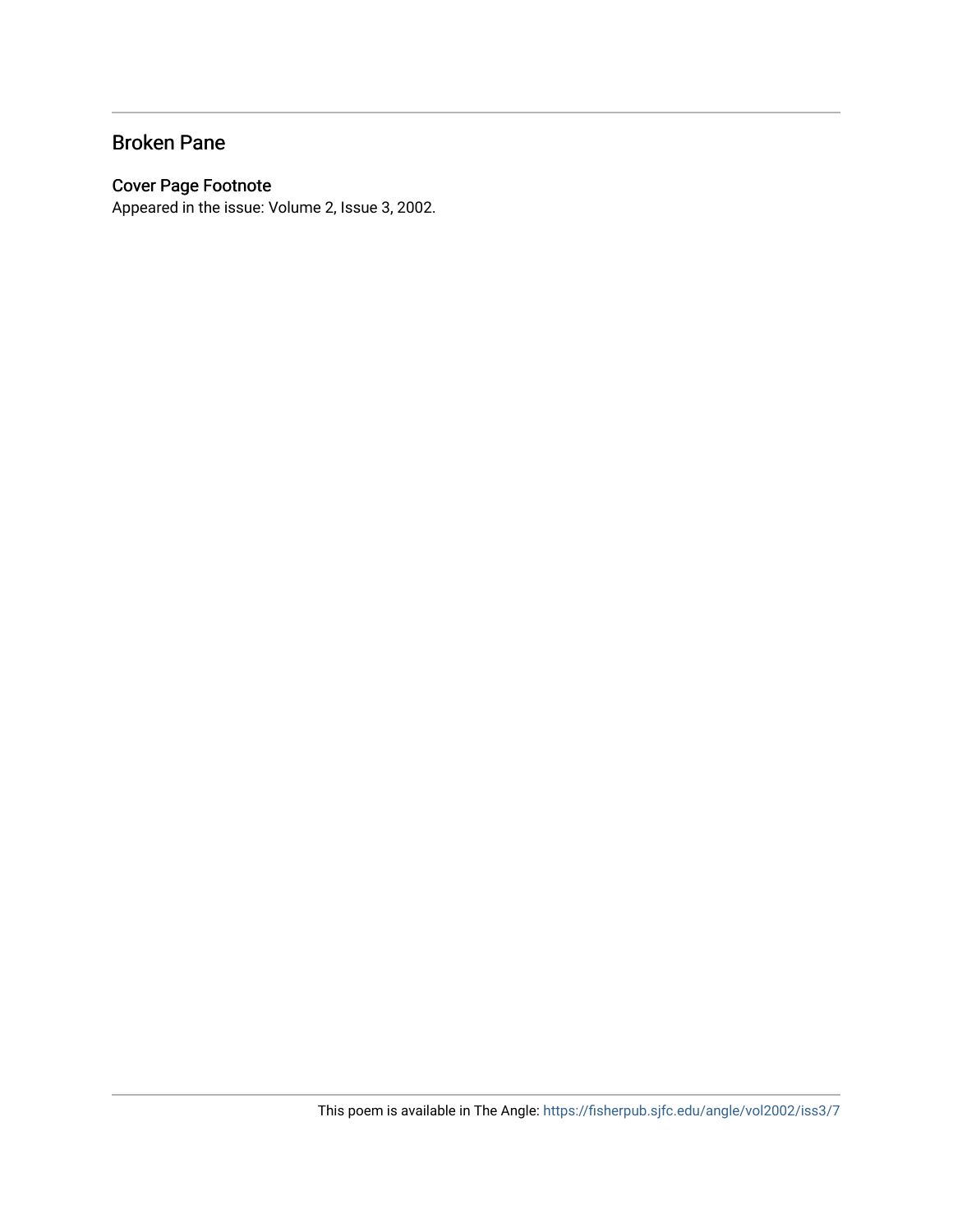## Broken Pane

### Cover Page Footnote

Appeared in the issue: Volume 2, Issue 3, 2002.

This poem is available in The Angle: https://fisherpub.sjfc.edu/angle/vol2002/iss3/7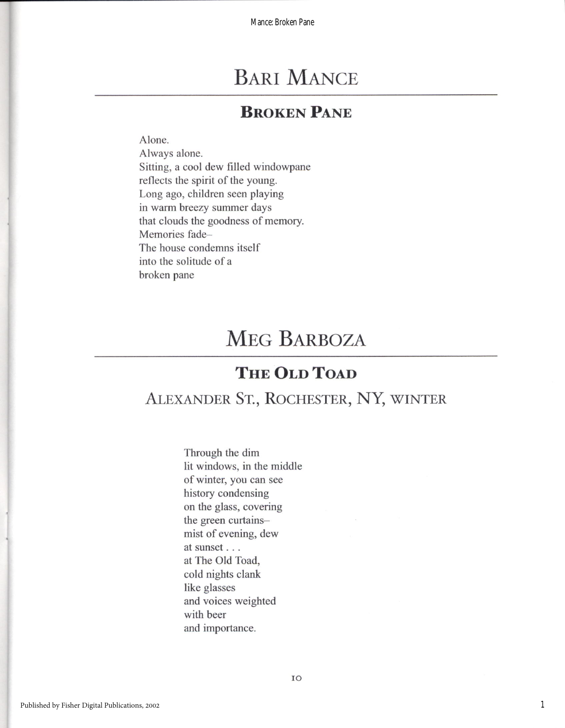# Bari Mance

## Broken Pane

Alone.
Always alone.
Sitting, a cool dew filled windowpane
reflects the spirit of the young.
Long ago, children seen playing
in warm breezy summer days
that clouds the goodness of memory.
Memories fade–
The house condemns itself
into the solitude of a
broken pane

# Meg Barboza

## The Old Toad

### Alexander St., Rochester, NY, winter

Through the dim
lit windows, in the middle
of winter, you can see
history condensing
on the glass, covering
the green curtains–
mist of evening, dew
at sunset . . .
at The Old Toad,
cold nights clank
like glasses
and voices weighted
with beer
and importance.